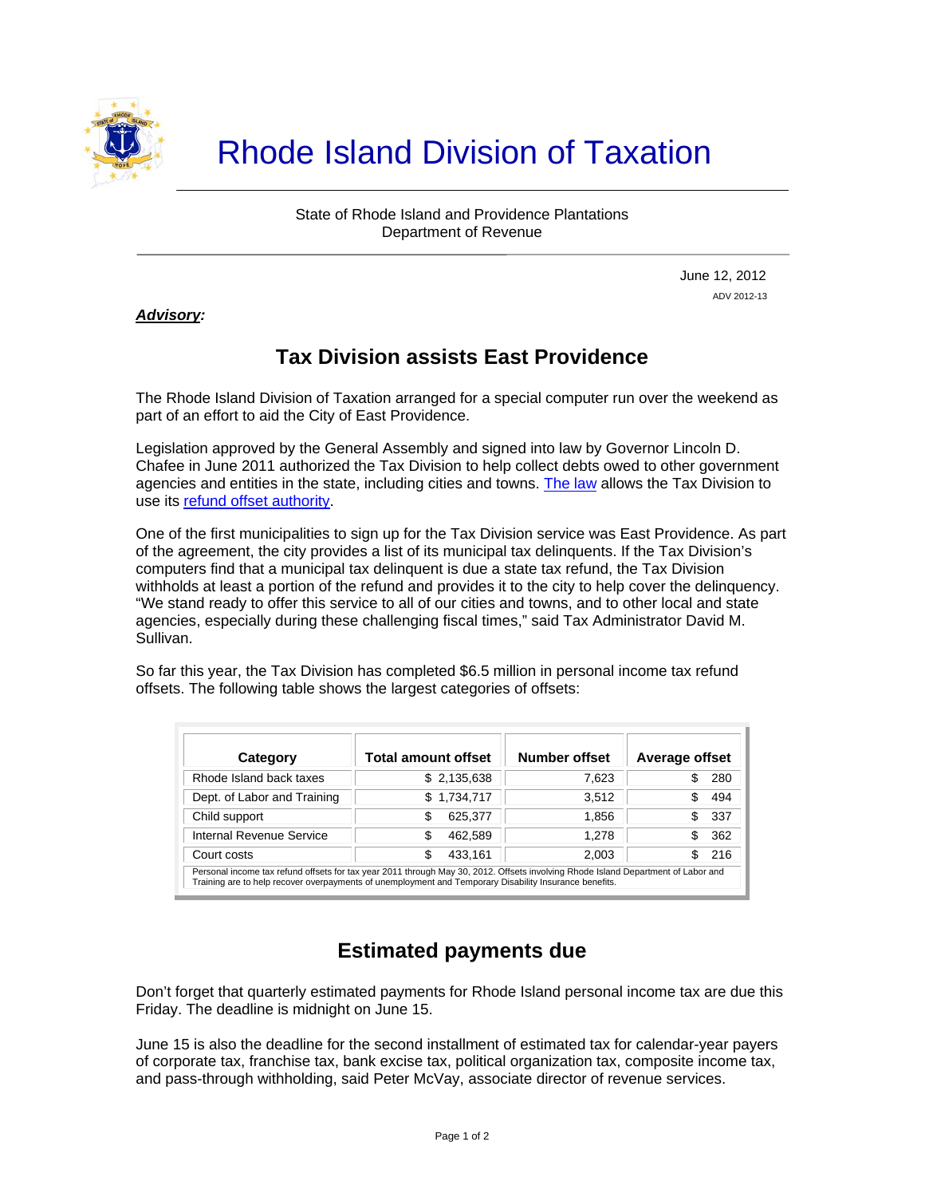# Rhode Island Division of Taxation

State of Rhode Island and Providence Plantations
Department of Revenue

June 12, 2012
ADV 2012-13

***Advisory:***

## Tax Division assists East Providence

The Rhode Island Division of Taxation arranged for a special computer run over the weekend as part of an effort to aid the City of East Providence.

Legislation approved by the General Assembly and signed into law by Governor Lincoln D. Chafee in June 2011 authorized the Tax Division to help collect debts owed to other government agencies and entities in the state, including cities and towns. The law allows the Tax Division to use its refund offset authority.

One of the first municipalities to sign up for the Tax Division service was East Providence. As part of the agreement, the city provides a list of its municipal tax delinquents. If the Tax Division's computers find that a municipal tax delinquent is due a state tax refund, the Tax Division withholds at least a portion of the refund and provides it to the city to help cover the delinquency. "We stand ready to offer this service to all of our cities and towns, and to other local and state agencies, especially during these challenging fiscal times," said Tax Administrator David M. Sullivan.

So far this year, the Tax Division has completed $6.5 million in personal income tax refund offsets. The following table shows the largest categories of offsets:

| Category | Total amount offset | Number offset | Average offset |
|---|---|---|---|
| Rhode Island back taxes | $ 2,135,638 | 7,623 | $ 280 |
| Dept. of Labor and Training | $ 1,734,717 | 3,512 | $ 494 |
| Child support | $ 625,377 | 1,856 | $ 337 |
| Internal Revenue Service | $ 462,589 | 1,278 | $ 362 |
| Court costs | $ 433,161 | 2,003 | $ 216 |

Personal income tax refund offsets for tax year 2011 through May 30, 2012. Offsets involving Rhode Island Department of Labor and Training are to help recover overpayments of unemployment and Temporary Disability Insurance benefits.

## Estimated payments due

Don't forget that quarterly estimated payments for Rhode Island personal income tax are due this Friday. The deadline is midnight on June 15.

June 15 is also the deadline for the second installment of estimated tax for calendar-year payers of corporate tax, franchise tax, bank excise tax, political organization tax, composite income tax, and pass-through withholding, said Peter McVay, associate director of revenue services.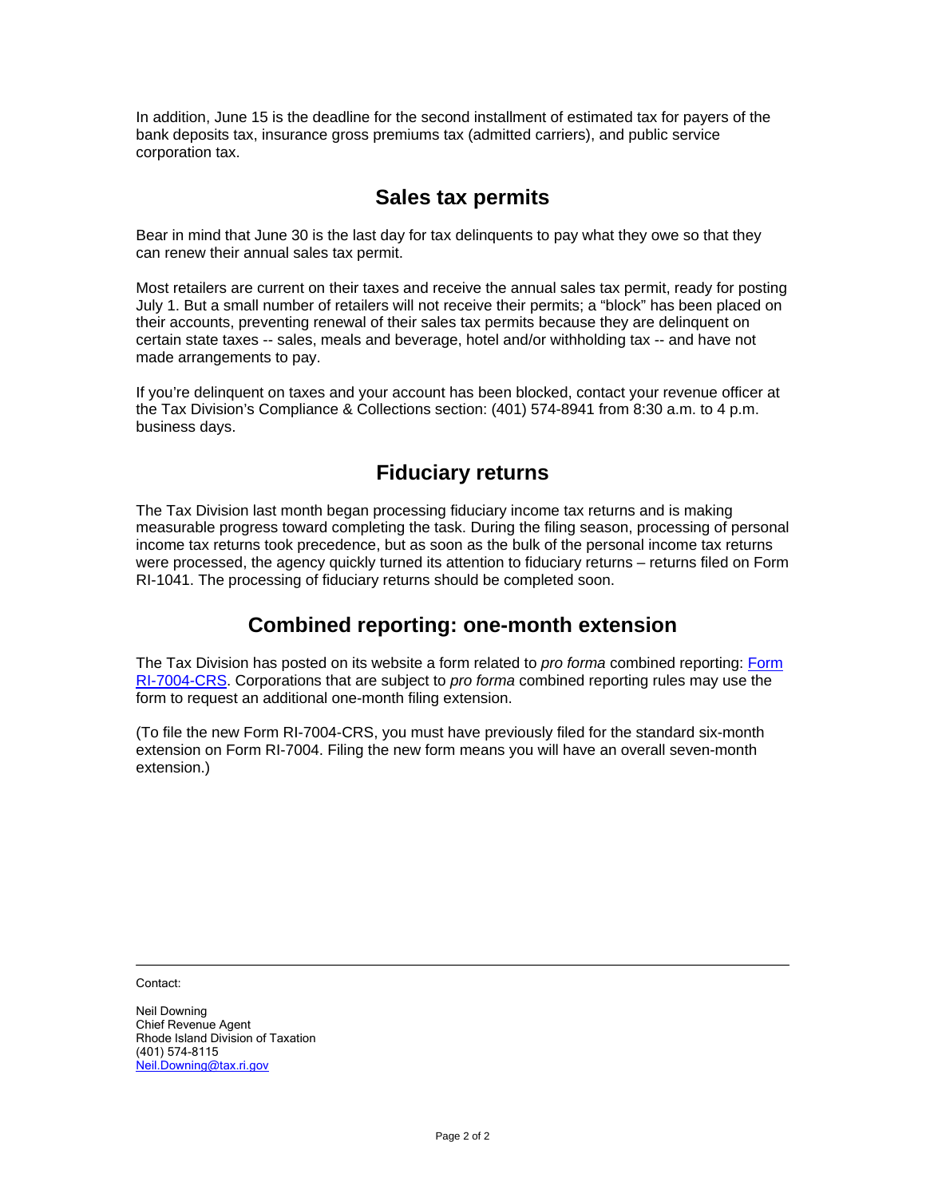In addition, June 15 is the deadline for the second installment of estimated tax for payers of the bank deposits tax, insurance gross premiums tax (admitted carriers), and public service corporation tax.

## Sales tax permits

Bear in mind that June 30 is the last day for tax delinquents to pay what they owe so that they can renew their annual sales tax permit.

Most retailers are current on their taxes and receive the annual sales tax permit, ready for posting July 1. But a small number of retailers will not receive their permits; a "block" has been placed on their accounts, preventing renewal of their sales tax permits because they are delinquent on certain state taxes -- sales, meals and beverage, hotel and/or withholding tax -- and have not made arrangements to pay.

If you're delinquent on taxes and your account has been blocked, contact your revenue officer at the Tax Division's Compliance & Collections section: (401) 574-8941 from 8:30 a.m. to 4 p.m. business days.

## Fiduciary returns

The Tax Division last month began processing fiduciary income tax returns and is making measurable progress toward completing the task. During the filing season, processing of personal income tax returns took precedence, but as soon as the bulk of the personal income tax returns were processed, the agency quickly turned its attention to fiduciary returns – returns filed on Form RI-1041. The processing of fiduciary returns should be completed soon.

## Combined reporting: one-month extension

The Tax Division has posted on its website a form related to *pro forma* combined reporting: Form RI-7004-CRS. Corporations that are subject to *pro forma* combined reporting rules may use the form to request an additional one-month filing extension.

(To file the new Form RI-7004-CRS, you must have previously filed for the standard six-month extension on Form RI-7004. Filing the new form means you will have an overall seven-month extension.)

---

Contact:

Neil Downing
Chief Revenue Agent
Rhode Island Division of Taxation
(401) 574-8115
Neil.Downing@tax.ri.gov